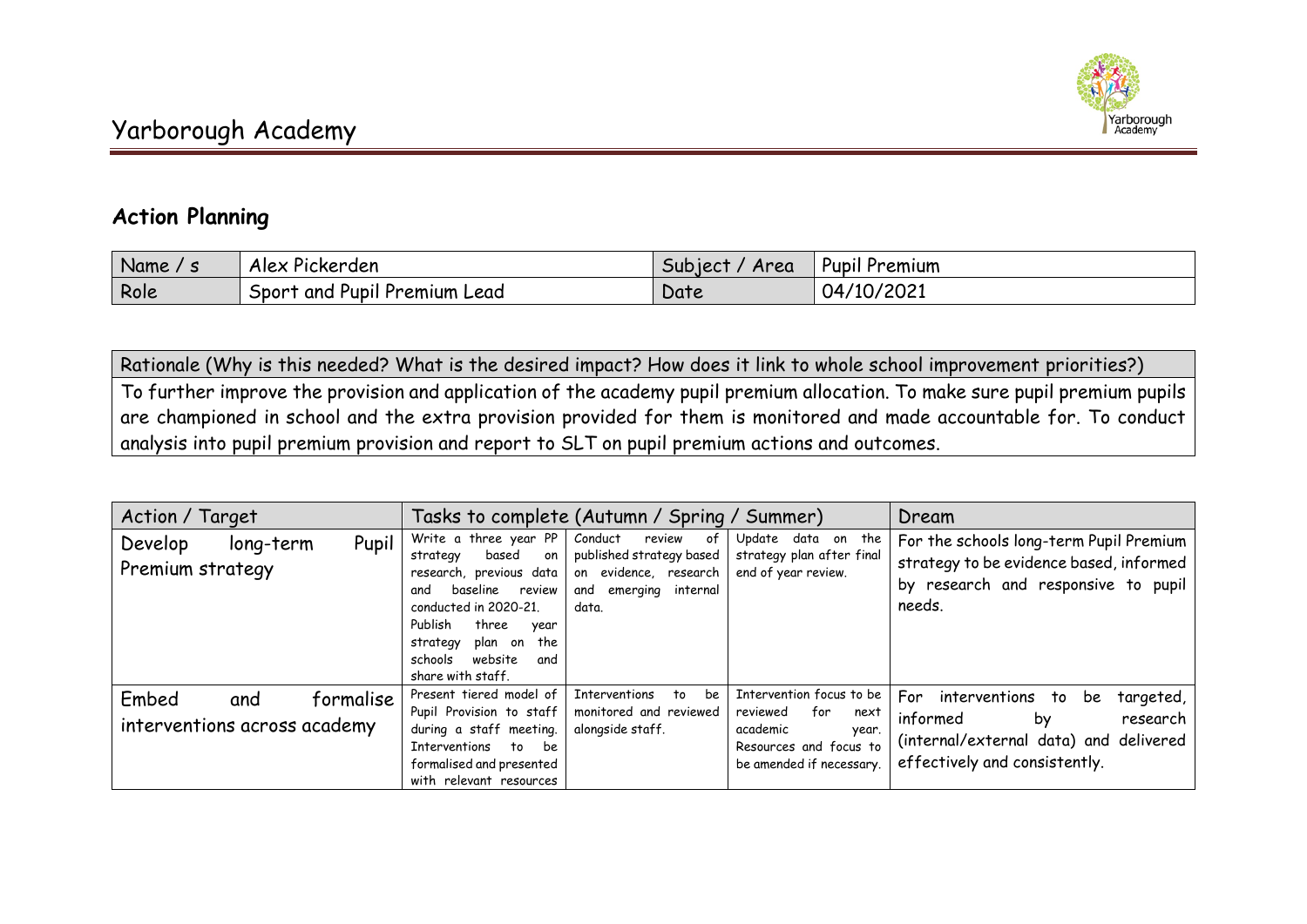# Yarborough Academy

## Action Planning

| Name / s | Alex Pickerden | Subject / Area | Pupil Premium |
|---|---|---|---|
| Role | Sport and Pupil Premium Lead | Date | 04/10/2021 |

| Rationale (Why is this needed? What is the desired impact? How does it link to whole school improvement priorities?) |
|---|
| To further improve the provision and application of the academy pupil premium allocation. To make sure pupil premium pupils are championed in school and the extra provision provided for them is monitored and made accountable for. To conduct analysis into pupil premium provision and report to SLT on pupil premium actions and outcomes. |

| Action / Target | Tasks to complete (Autumn / Spring / Summer) | | | Dream |
|---|---|---|---|---|
| Develop long-term Pupil Premium strategy | Write a three year PP strategy based on research, previous data and baseline review conducted in 2020-21. Publish three year strategy plan on the schools website and share with staff. | Conduct review of published strategy based on evidence, research and emerging internal data. | Update data on the strategy plan after final end of year review. | For the schools long-term Pupil Premium strategy to be evidence based, informed by research and responsive to pupil needs. |
| Embed and formalise interventions across academy | Present tiered model of Pupil Provision to staff during a staff meeting. Interventions to be formalised and presented with relevant resources | Interventions to be monitored and reviewed alongside staff. | Intervention focus to be reviewed for next academic year. Resources and focus to be amended if necessary. | For interventions to be targeted, informed by research (internal/external data) and delivered effectively and consistently. |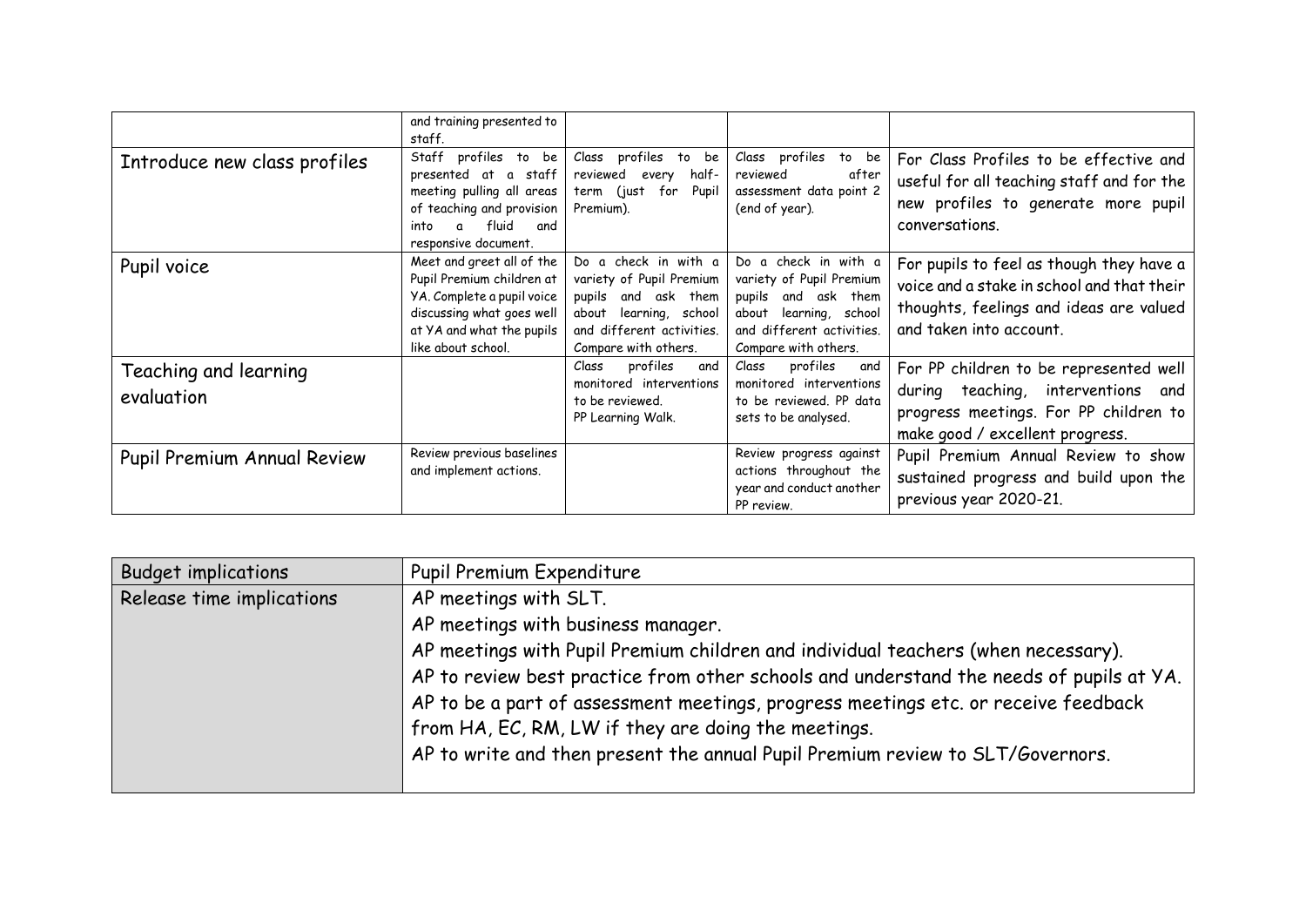| | | | | |
|---|---|---|---|---|
| | and training presented to staff. | | | |
| Introduce new class profiles | Staff profiles to be presented at a staff meeting pulling all areas of teaching and provision into a fluid and responsive document. | Class profiles to be reviewed every half-term (just for Pupil Premium). | Class profiles to be reviewed after assessment data point 2 (end of year). | For Class Profiles to be effective and useful for all teaching staff and for the new profiles to generate more pupil conversations. |
| Pupil voice | Meet and greet all of the Pupil Premium children at YA. Complete a pupil voice discussing what goes well at YA and what the pupils like about school. | Do a check in with a variety of Pupil Premium pupils and ask them about learning, school and different activities. Compare with others. | Do a check in with a variety of Pupil Premium pupils and ask them about learning, school and different activities. Compare with others. | For pupils to feel as though they have a voice and a stake in school and that their thoughts, feelings and ideas are valued and taken into account. |
| Teaching and learning evaluation | | Class profiles and monitored interventions to be reviewed. PP Learning Walk. | Class profiles and monitored interventions to be reviewed. PP data sets to be analysed. | For PP children to be represented well during teaching, interventions and progress meetings. For PP children to make good / excellent progress. |
| Pupil Premium Annual Review | Review previous baselines and implement actions. | | Review progress against actions throughout the year and conduct another PP review. | Pupil Premium Annual Review to show sustained progress and build upon the previous year 2020-21. |

| Budget implications | Pupil Premium Expenditure |
|---|---|
| Release time implications | AP meetings with SLT.<br>AP meetings with business manager.<br>AP meetings with Pupil Premium children and individual teachers (when necessary).<br>AP to review best practice from other schools and understand the needs of pupils at YA.<br>AP to be a part of assessment meetings, progress meetings etc. or receive feedback from HA, EC, RM, LW if they are doing the meetings.<br>AP to write and then present the annual Pupil Premium review to SLT/Governors. |